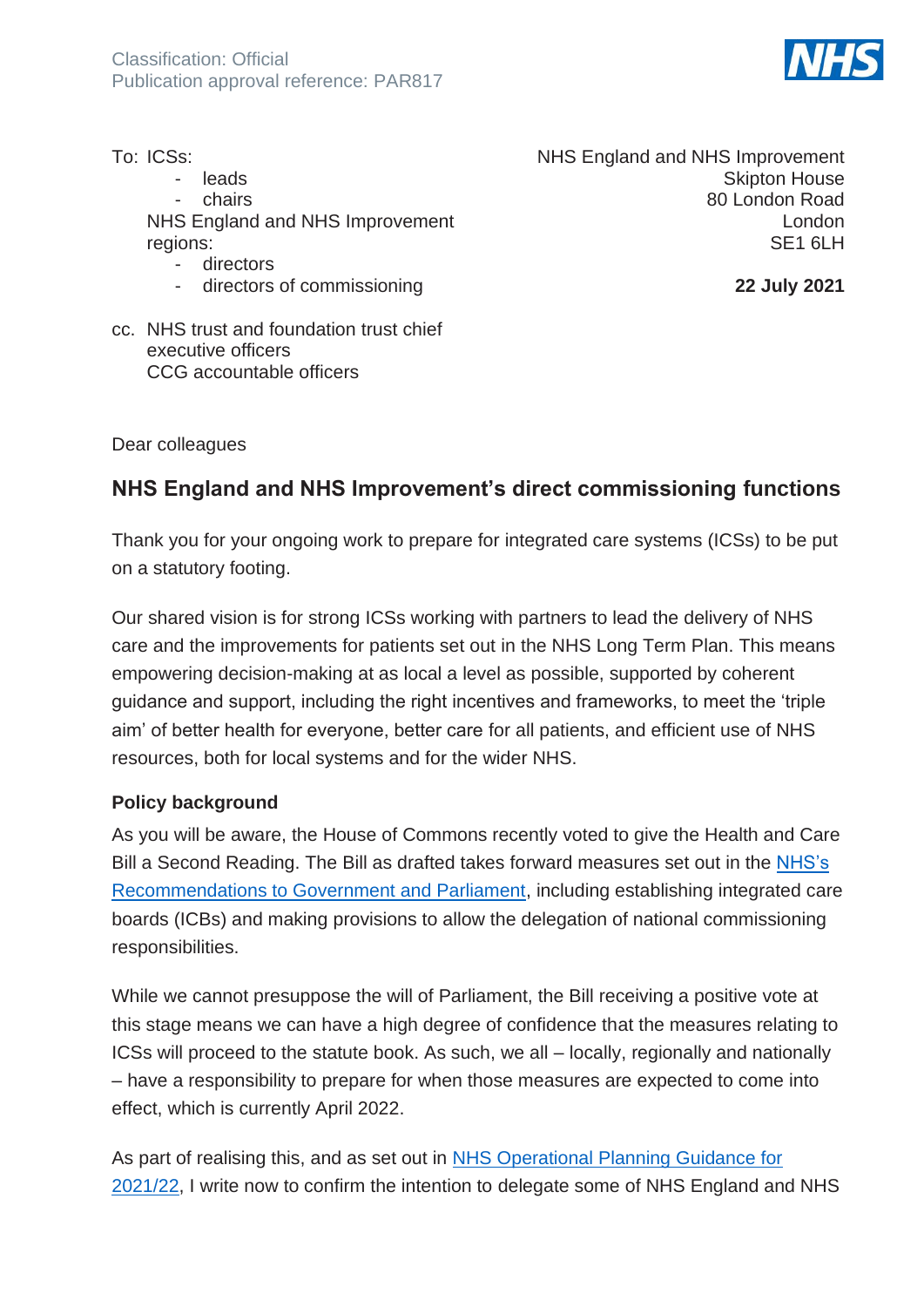Classification: Official
Publication approval reference: PAR817

To: ICSs:
- leads
- chairs

NHS England and NHS Improvement regions:
- directors
- directors of commissioning

cc. NHS trust and foundation trust chief executive officers
CCG accountable officers

NHS England and NHS Improvement
Skipton House
80 London Road
London
SE1 6LH

**22 July 2021**

Dear colleagues

## NHS England and NHS Improvement's direct commissioning functions

Thank you for your ongoing work to prepare for integrated care systems (ICSs) to be put on a statutory footing.

Our shared vision is for strong ICSs working with partners to lead the delivery of NHS care and the improvements for patients set out in the NHS Long Term Plan. This means empowering decision-making at as local a level as possible, supported by coherent guidance and support, including the right incentives and frameworks, to meet the 'triple aim' of better health for everyone, better care for all patients, and efficient use of NHS resources, both for local systems and for the wider NHS.

### Policy background

As you will be aware, the House of Commons recently voted to give the Health and Care Bill a Second Reading. The Bill as drafted takes forward measures set out in the NHS's Recommendations to Government and Parliament, including establishing integrated care boards (ICBs) and making provisions to allow the delegation of national commissioning responsibilities.

While we cannot presuppose the will of Parliament, the Bill receiving a positive vote at this stage means we can have a high degree of confidence that the measures relating to ICSs will proceed to the statute book. As such, we all – locally, regionally and nationally – have a responsibility to prepare for when those measures are expected to come into effect, which is currently April 2022.

As part of realising this, and as set out in NHS Operational Planning Guidance for 2021/22, I write now to confirm the intention to delegate some of NHS England and NHS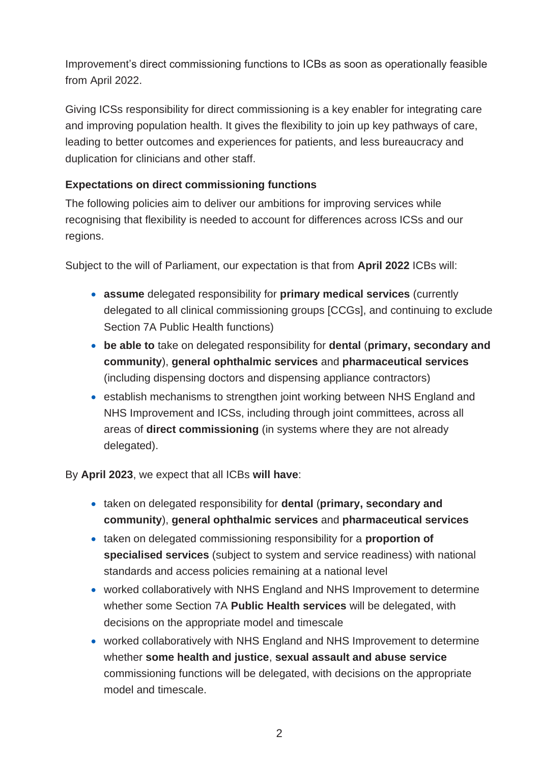Improvement's direct commissioning functions to ICBs as soon as operationally feasible from April 2022.

Giving ICSs responsibility for direct commissioning is a key enabler for integrating care and improving population health. It gives the flexibility to join up key pathways of care, leading to better outcomes and experiences for patients, and less bureaucracy and duplication for clinicians and other staff.

**Expectations on direct commissioning functions**

The following policies aim to deliver our ambitions for improving services while recognising that flexibility is needed to account for differences across ICSs and our regions.

Subject to the will of Parliament, our expectation is that from **April 2022** ICBs will:

- **assume** delegated responsibility for **primary medical services** (currently delegated to all clinical commissioning groups [CCGs], and continuing to exclude Section 7A Public Health functions)
- **be able to** take on delegated responsibility for **dental** (**primary, secondary and community**), **general ophthalmic services** and **pharmaceutical services** (including dispensing doctors and dispensing appliance contractors)
- establish mechanisms to strengthen joint working between NHS England and NHS Improvement and ICSs, including through joint committees, across all areas of **direct commissioning** (in systems where they are not already delegated).

By **April 2023**, we expect that all ICBs **will have**:

- taken on delegated responsibility for **dental** (**primary, secondary and community**), **general ophthalmic services** and **pharmaceutical services**
- taken on delegated commissioning responsibility for a **proportion of specialised services** (subject to system and service readiness) with national standards and access policies remaining at a national level
- worked collaboratively with NHS England and NHS Improvement to determine whether some Section 7A **Public Health services** will be delegated, with decisions on the appropriate model and timescale
- worked collaboratively with NHS England and NHS Improvement to determine whether **some health and justice**, **sexual assault and abuse service** commissioning functions will be delegated, with decisions on the appropriate model and timescale.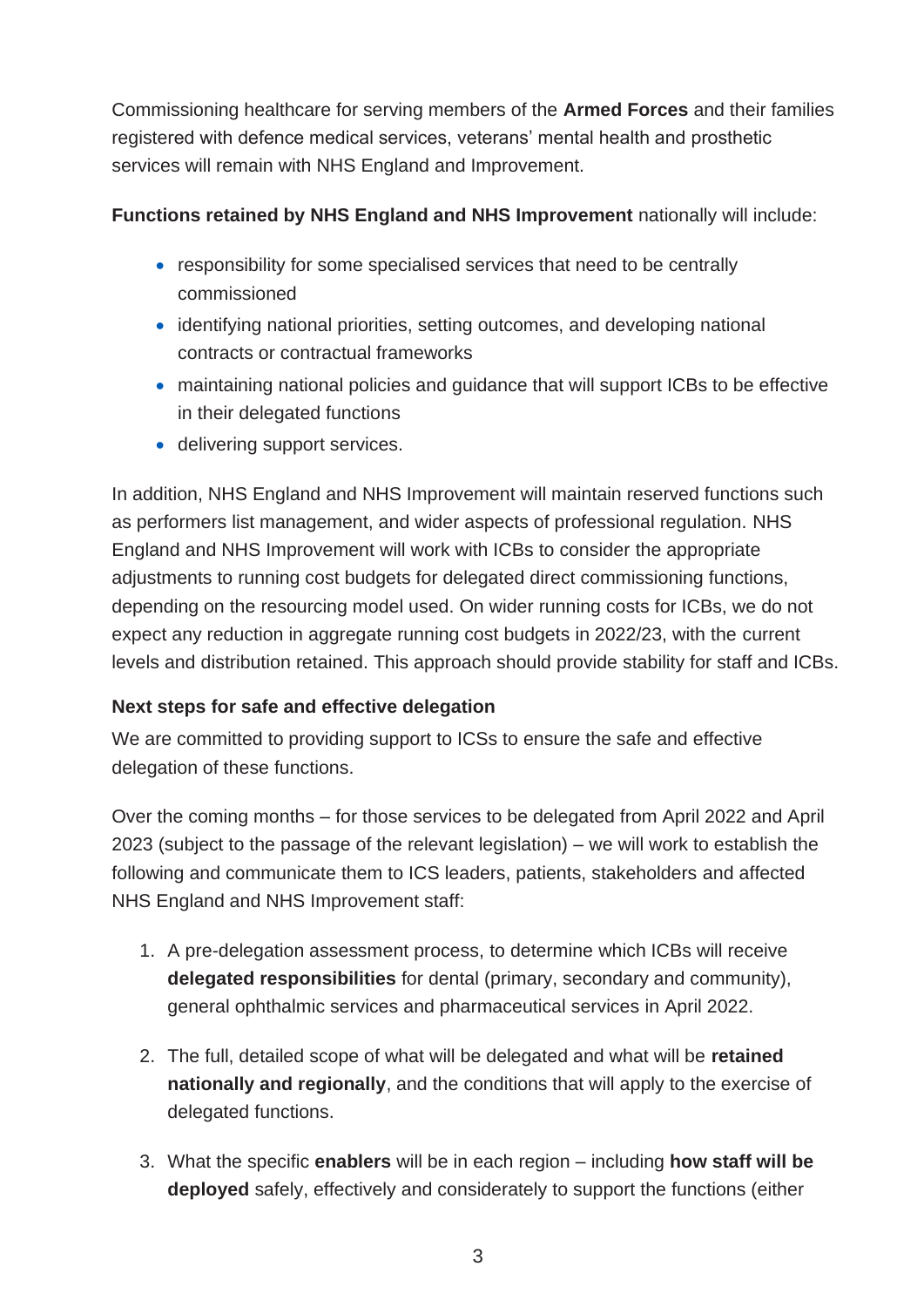Commissioning healthcare for serving members of the **Armed Forces** and their families registered with defence medical services, veterans' mental health and prosthetic services will remain with NHS England and Improvement.

**Functions retained by NHS England and NHS Improvement** nationally will include:

- responsibility for some specialised services that need to be centrally commissioned
- identifying national priorities, setting outcomes, and developing national contracts or contractual frameworks
- maintaining national policies and guidance that will support ICBs to be effective in their delegated functions
- delivering support services.

In addition, NHS England and NHS Improvement will maintain reserved functions such as performers list management, and wider aspects of professional regulation. NHS England and NHS Improvement will work with ICBs to consider the appropriate adjustments to running cost budgets for delegated direct commissioning functions, depending on the resourcing model used. On wider running costs for ICBs, we do not expect any reduction in aggregate running cost budgets in 2022/23, with the current levels and distribution retained. This approach should provide stability for staff and ICBs.

**Next steps for safe and effective delegation**

We are committed to providing support to ICSs to ensure the safe and effective delegation of these functions.

Over the coming months – for those services to be delegated from April 2022 and April 2023 (subject to the passage of the relevant legislation) – we will work to establish the following and communicate them to ICS leaders, patients, stakeholders and affected NHS England and NHS Improvement staff:

1. A pre-delegation assessment process, to determine which ICBs will receive **delegated responsibilities** for dental (primary, secondary and community), general ophthalmic services and pharmaceutical services in April 2022.

2. The full, detailed scope of what will be delegated and what will be **retained nationally and regionally**, and the conditions that will apply to the exercise of delegated functions.

3. What the specific **enablers** will be in each region – including **how staff will be deployed** safely, effectively and considerately to support the functions (either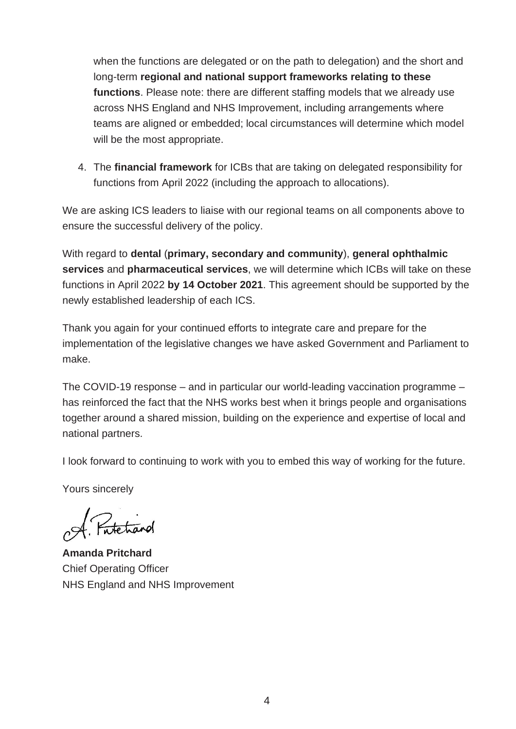when the functions are delegated or on the path to delegation) and the short and long-term **regional and national support frameworks relating to these functions**. Please note: there are different staffing models that we already use across NHS England and NHS Improvement, including arrangements where teams are aligned or embedded; local circumstances will determine which model will be the most appropriate.

4. The **financial framework** for ICBs that are taking on delegated responsibility for functions from April 2022 (including the approach to allocations).

We are asking ICS leaders to liaise with our regional teams on all components above to ensure the successful delivery of the policy.

With regard to **dental** (**primary, secondary and community**), **general ophthalmic services** and **pharmaceutical services**, we will determine which ICBs will take on these functions in April 2022 **by 14 October 2021**. This agreement should be supported by the newly established leadership of each ICS.

Thank you again for your continued efforts to integrate care and prepare for the implementation of the legislative changes we have asked Government and Parliament to make.

The COVID-19 response – and in particular our world-leading vaccination programme – has reinforced the fact that the NHS works best when it brings people and organisations together around a shared mission, building on the experience and expertise of local and national partners.

I look forward to continuing to work with you to embed this way of working for the future.

Yours sincerely

A. Pritchard

**Amanda Pritchard**
Chief Operating Officer
NHS England and NHS Improvement